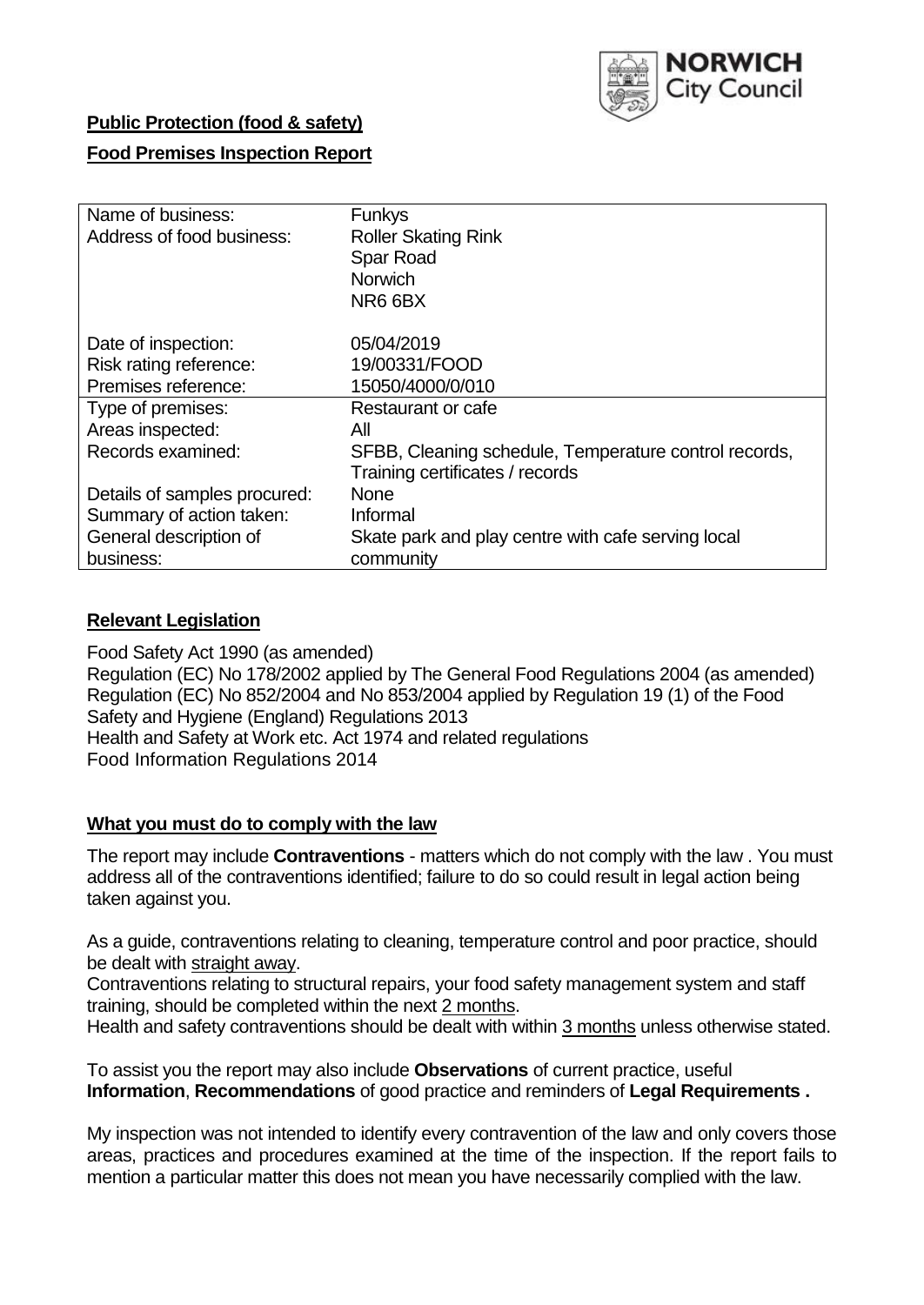**Public Protection (food & safety)**

**Food Premises Inspection Report**

| Name of business: | Funkys |
|---|---|
| Address of food business: | Roller Skating Rink<br>Spar Road<br>Norwich<br>NR6 6BX |
| Date of inspection: | 05/04/2019 |
| Risk rating reference: | 19/00331/FOOD |
| Premises reference: | 15050/4000/0/010 |
| Type of premises: | Restaurant or cafe |
| Areas inspected: | All |
| Records examined: | SFBB, Cleaning schedule, Temperature control records, Training certificates / records |
| Details of samples procured: | None |
| Summary of action taken: | Informal |
| General description of business: | Skate park and play centre with cafe serving local community |

## Relevant Legislation

Food Safety Act 1990 (as amended)
Regulation (EC) No 178/2002 applied by The General Food Regulations 2004 (as amended)
Regulation (EC) No 852/2004 and No 853/2004 applied by Regulation 19 (1) of the Food Safety and Hygiene (England) Regulations 2013
Health and Safety at Work etc. Act 1974 and related regulations
Food Information Regulations 2014

## What you must do to comply with the law

The report may include **Contraventions** - matters which do not comply with the law . You must address all of the contraventions identified; failure to do so could result in legal action being taken against you.

As a guide, contraventions relating to cleaning, temperature control and poor practice, should be dealt with straight away.
Contraventions relating to structural repairs, your food safety management system and staff training, should be completed within the next 2 months.
Health and safety contraventions should be dealt with within 3 months unless otherwise stated.

To assist you the report may also include **Observations** of current practice, useful **Information**, **Recommendations** of good practice and reminders of **Legal Requirements .**

My inspection was not intended to identify every contravention of the law and only covers those areas, practices and procedures examined at the time of the inspection. If the report fails to mention a particular matter this does not mean you have necessarily complied with the law.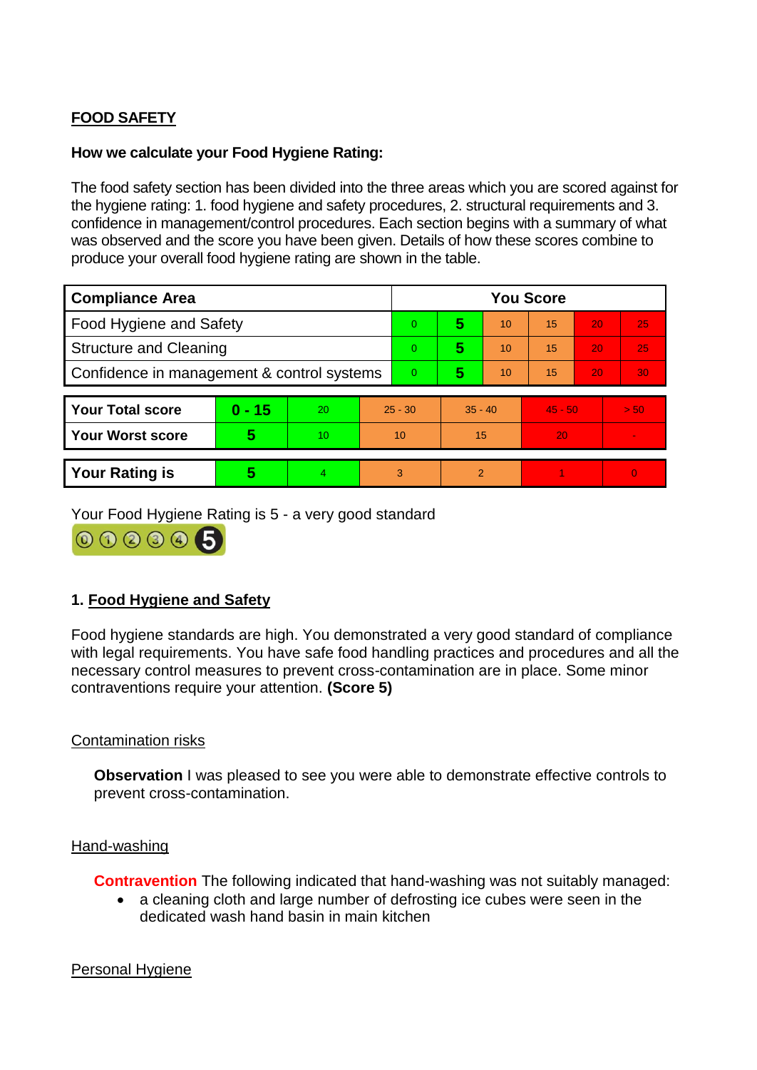## FOOD SAFETY

**How we calculate your Food Hygiene Rating:**

The food safety section has been divided into the three areas which you are scored against for the hygiene rating: 1. food hygiene and safety procedures, 2. structural requirements and 3. confidence in management/control procedures. Each section begins with a summary of what was observed and the score you have been given. Details of how these scores combine to produce your overall food hygiene rating are shown in the table.

| Compliance Area | You Score | | | | | |
|---|---|---|---|---|---|---|
| Food Hygiene and Safety | 0 | **5** | 10 | 15 | 20 | 25 |
| Structure and Cleaning | 0 | **5** | 10 | 15 | 20 | 25 |
| Confidence in management & control systems | 0 | **5** | 10 | 15 | 20 | 30 |

| | | | | | | |
|---|---|---|---|---|---|---|
| **Your Total score** | **0 - 15** | 20 | 25 - 30 | 35 - 40 | 45 - 50 | > 50 |
| **Your Worst score** | **5** | 10 | 10 | 15 | 20 | - |

| | | | | | | |
|---|---|---|---|---|---|---|
| **Your Rating is** | **5** | 4 | 3 | 2 | 1 | 0 |

Your Food Hygiene Rating is 5 - a very good standard

### 1. Food Hygiene and Safety

Food hygiene standards are high. You demonstrated a very good standard of compliance with legal requirements. You have safe food handling practices and procedures and all the necessary control measures to prevent cross-contamination are in place. Some minor contraventions require your attention. **(Score 5)**

Contamination risks

**Observation** I was pleased to see you were able to demonstrate effective controls to prevent cross-contamination.

Hand-washing

**Contravention** The following indicated that hand-washing was not suitably managed:

- a cleaning cloth and large number of defrosting ice cubes were seen in the dedicated wash hand basin in main kitchen

Personal Hygiene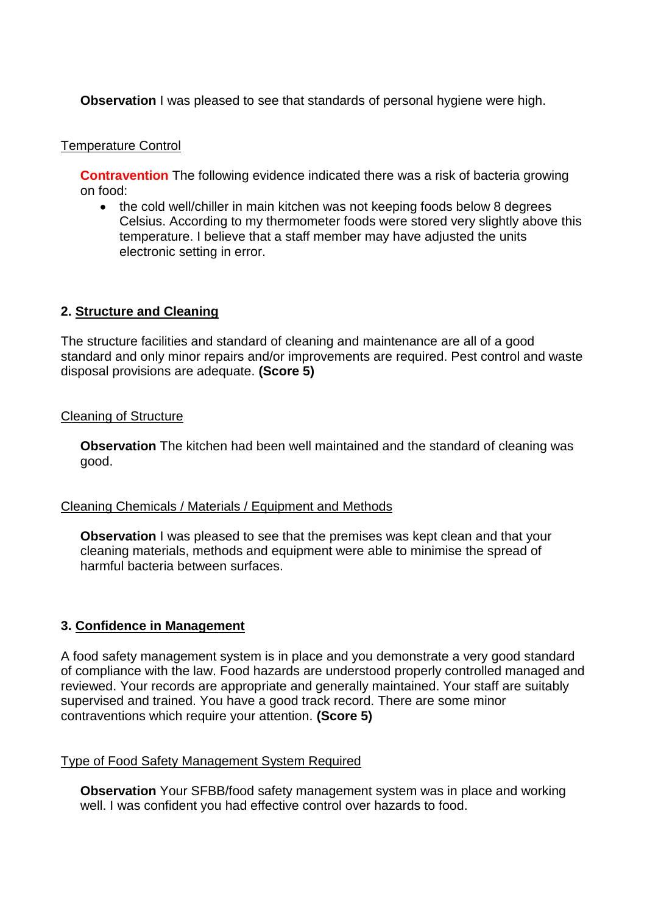**Observation** I was pleased to see that standards of personal hygiene were high.

Temperature Control

**Contravention** The following evidence indicated there was a risk of bacteria growing on food:

- the cold well/chiller in main kitchen was not keeping foods below 8 degrees Celsius. According to my thermometer foods were stored very slightly above this temperature. I believe that a staff member may have adjusted the units electronic setting in error.

## 2. Structure and Cleaning

The structure facilities and standard of cleaning and maintenance are all of a good standard and only minor repairs and/or improvements are required. Pest control and waste disposal provisions are adequate. **(Score 5)**

Cleaning of Structure

**Observation** The kitchen had been well maintained and the standard of cleaning was good.

Cleaning Chemicals / Materials / Equipment and Methods

**Observation** I was pleased to see that the premises was kept clean and that your cleaning materials, methods and equipment were able to minimise the spread of harmful bacteria between surfaces.

## 3. Confidence in Management

A food safety management system is in place and you demonstrate a very good standard of compliance with the law. Food hazards are understood properly controlled managed and reviewed. Your records are appropriate and generally maintained. Your staff are suitably supervised and trained. You have a good track record. There are some minor contraventions which require your attention. **(Score 5)**

Type of Food Safety Management System Required

**Observation** Your SFBB/food safety management system was in place and working well. I was confident you had effective control over hazards to food.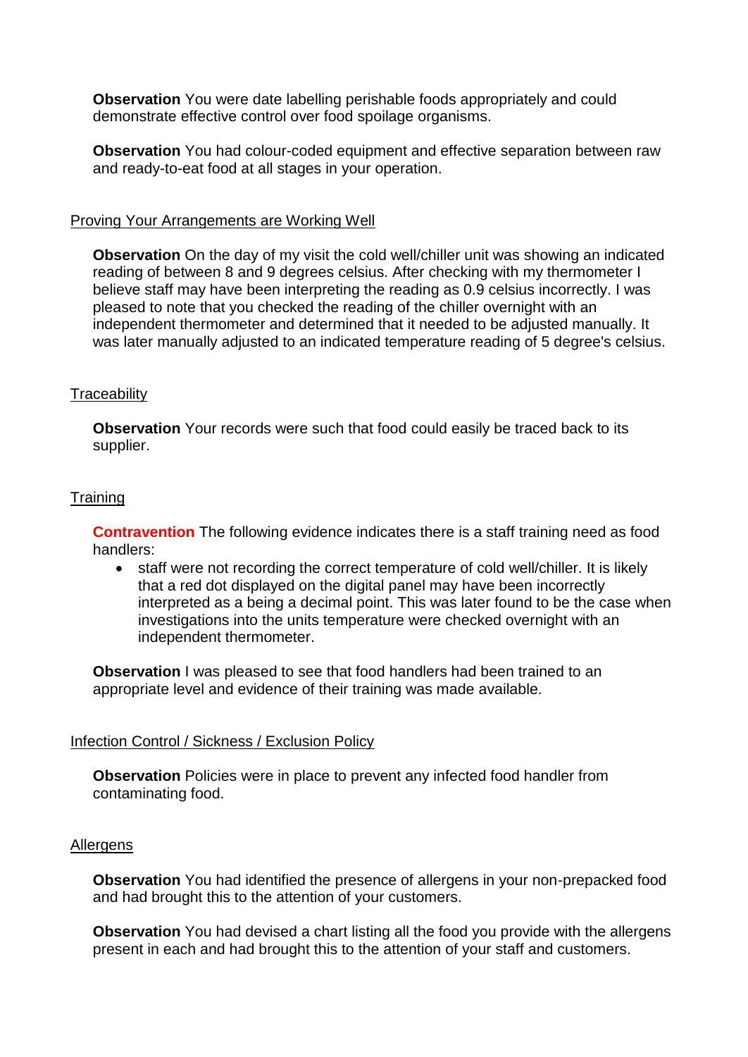**Observation** You were date labelling perishable foods appropriately and could demonstrate effective control over food spoilage organisms.

**Observation** You had colour-coded equipment and effective separation between raw and ready-to-eat food at all stages in your operation.

Proving Your Arrangements are Working Well

**Observation** On the day of my visit the cold well/chiller unit was showing an indicated reading of between 8 and 9 degrees celsius. After checking with my thermometer I believe staff may have been interpreting the reading as 0.9 celsius incorrectly. I was pleased to note that you checked the reading of the chiller overnight with an independent thermometer and determined that it needed to be adjusted manually. It was later manually adjusted to an indicated temperature reading of 5 degree's celsius.

Traceability

**Observation** Your records were such that food could easily be traced back to its supplier.

Training

**Contravention** The following evidence indicates there is a staff training need as food handlers:

- staff were not recording the correct temperature of cold well/chiller. It is likely that a red dot displayed on the digital panel may have been incorrectly interpreted as a being a decimal point. This was later found to be the case when investigations into the units temperature were checked overnight with an independent thermometer.

**Observation** I was pleased to see that food handlers had been trained to an appropriate level and evidence of their training was made available.

Infection Control / Sickness / Exclusion Policy

**Observation** Policies were in place to prevent any infected food handler from contaminating food.

Allergens

**Observation** You had identified the presence of allergens in your non-prepacked food and had brought this to the attention of your customers.

**Observation** You had devised a chart listing all the food you provide with the allergens present in each and had brought this to the attention of your staff and customers.